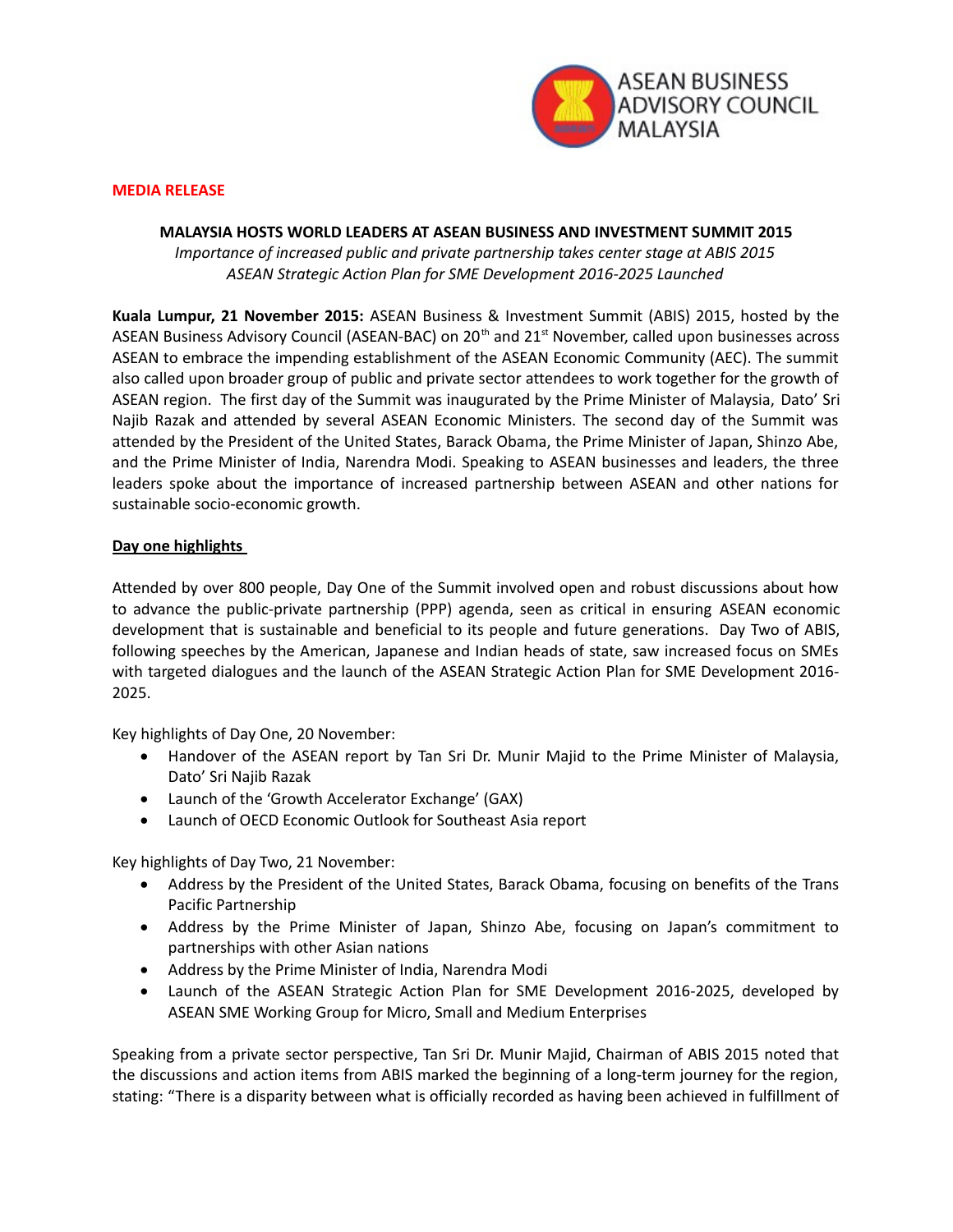ASEAN BUSINESS ADVISORY COUNCIL MALAYSIA

**MEDIA RELEASE**

**MALAYSIA HOSTS WORLD LEADERS AT ASEAN BUSINESS AND INVESTMENT SUMMIT 2015**

*Importance of increased public and private partnership takes center stage at ABIS 2015*

*ASEAN Strategic Action Plan for SME Development 2016-2025 Launched*

**Kuala Lumpur, 21 November 2015:** ASEAN Business & Investment Summit (ABIS) 2015, hosted by the ASEAN Business Advisory Council (ASEAN-BAC) on 20th and 21st November, called upon businesses across ASEAN to embrace the impending establishment of the ASEAN Economic Community (AEC). The summit also called upon broader group of public and private sector attendees to work together for the growth of ASEAN region. The first day of the Summit was inaugurated by the Prime Minister of Malaysia, Dato' Sri Najib Razak and attended by several ASEAN Economic Ministers. The second day of the Summit was attended by the President of the United States, Barack Obama, the Prime Minister of Japan, Shinzo Abe, and the Prime Minister of India, Narendra Modi. Speaking to ASEAN businesses and leaders, the three leaders spoke about the importance of increased partnership between ASEAN and other nations for sustainable socio-economic growth.

**Day one highlights**

Attended by over 800 people, Day One of the Summit involved open and robust discussions about how to advance the public-private partnership (PPP) agenda, seen as critical in ensuring ASEAN economic development that is sustainable and beneficial to its people and future generations. Day Two of ABIS, following speeches by the American, Japanese and Indian heads of state, saw increased focus on SMEs with targeted dialogues and the launch of the ASEAN Strategic Action Plan for SME Development 2016-2025.

Key highlights of Day One, 20 November:

- Handover of the ASEAN report by Tan Sri Dr. Munir Majid to the Prime Minister of Malaysia, Dato' Sri Najib Razak
- Launch of the 'Growth Accelerator Exchange' (GAX)
- Launch of OECD Economic Outlook for Southeast Asia report

Key highlights of Day Two, 21 November:

- Address by the President of the United States, Barack Obama, focusing on benefits of the Trans Pacific Partnership
- Address by the Prime Minister of Japan, Shinzo Abe, focusing on Japan's commitment to partnerships with other Asian nations
- Address by the Prime Minister of India, Narendra Modi
- Launch of the ASEAN Strategic Action Plan for SME Development 2016-2025, developed by ASEAN SME Working Group for Micro, Small and Medium Enterprises

Speaking from a private sector perspective, Tan Sri Dr. Munir Majid, Chairman of ABIS 2015 noted that the discussions and action items from ABIS marked the beginning of a long-term journey for the region, stating: "There is a disparity between what is officially recorded as having been achieved in fulfillment of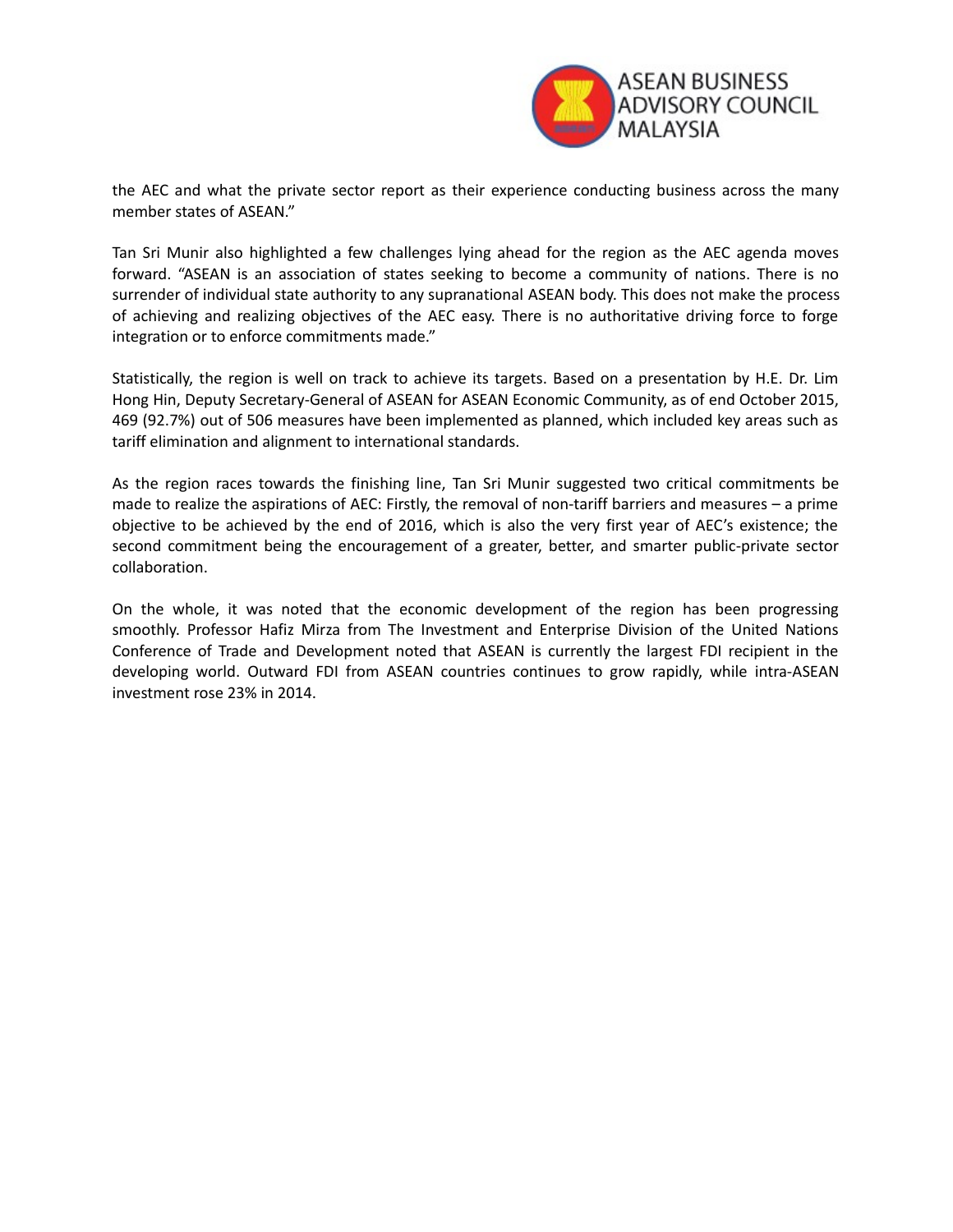the AEC and what the private sector report as their experience conducting business across the many member states of ASEAN."

Tan Sri Munir also highlighted a few challenges lying ahead for the region as the AEC agenda moves forward. "ASEAN is an association of states seeking to become a community of nations. There is no surrender of individual state authority to any supranational ASEAN body. This does not make the process of achieving and realizing objectives of the AEC easy. There is no authoritative driving force to forge integration or to enforce commitments made."

Statistically, the region is well on track to achieve its targets. Based on a presentation by H.E. Dr. Lim Hong Hin, Deputy Secretary-General of ASEAN for ASEAN Economic Community, as of end October 2015, 469 (92.7%) out of 506 measures have been implemented as planned, which included key areas such as tariff elimination and alignment to international standards.

As the region races towards the finishing line, Tan Sri Munir suggested two critical commitments be made to realize the aspirations of AEC: Firstly, the removal of non-tariff barriers and measures – a prime objective to be achieved by the end of 2016, which is also the very first year of AEC's existence; the second commitment being the encouragement of a greater, better, and smarter public-private sector collaboration.

On the whole, it was noted that the economic development of the region has been progressing smoothly. Professor Hafiz Mirza from The Investment and Enterprise Division of the United Nations Conference of Trade and Development noted that ASEAN is currently the largest FDI recipient in the developing world. Outward FDI from ASEAN countries continues to grow rapidly, while intra-ASEAN investment rose 23% in 2014.